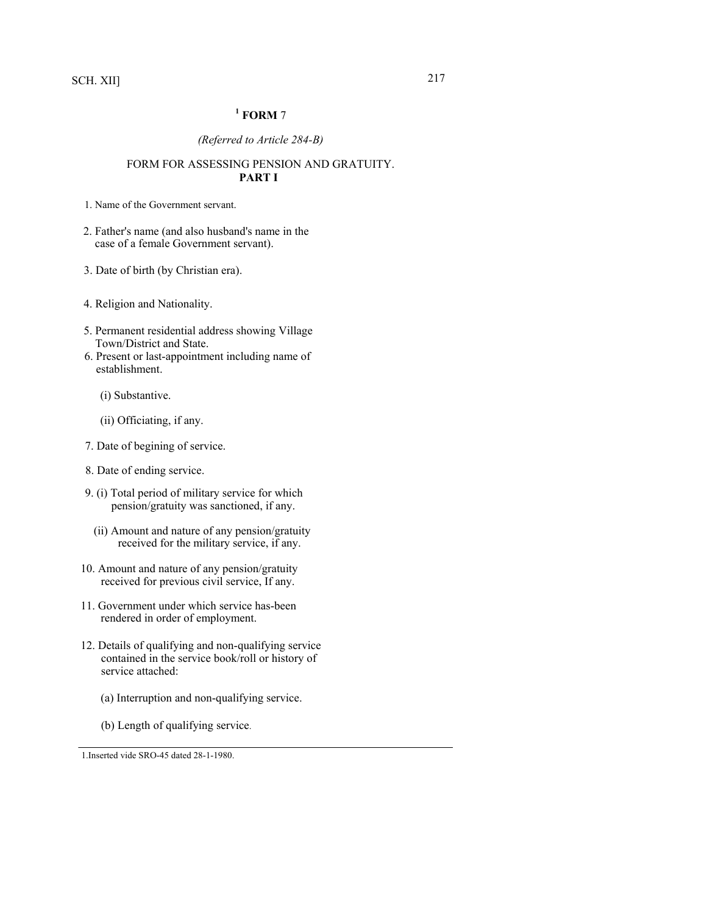# [1] FORM 7

*(Referred to Article 284-B)*

FORM FOR ASSESSING PENSION AND GRATUITY.

## PART I

1. Name of the Government servant.

2. Father's name (and also husband's name in the case of a female Government servant).

3. Date of birth (by Christian era).

4. Religion and Nationality.

5. Permanent residential address showing Village Town/District and State.

6. Present or last-appointment including name of establishment.

   (i) Substantive.

   (ii) Officiating, if any.

7. Date of begining of service.

8. Date of ending service.

9. (i) Total period of military service for which pension/gratuity was sanctioned, if any.

   (ii) Amount and nature of any pension/gratuity received for the military service, if any.

10. Amount and nature of any pension/gratuity received for previous civil service, If any.

11. Government under which service has-been rendered in order of employment.

12. Details of qualifying and non-qualifying service contained in the service book/roll or history of service attached:

    (a) Interruption and non-qualifying service.

    (b) Length of qualifying service.

---

1.Inserted vide SRO-45 dated 28-1-1980.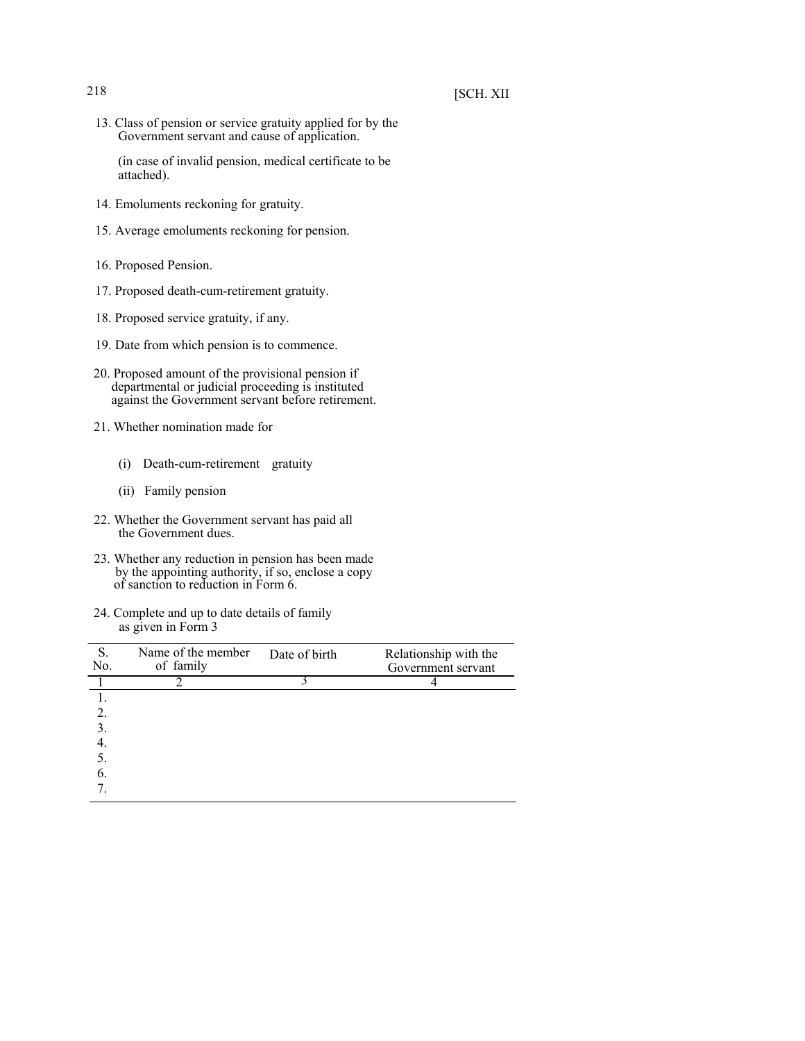[SCH. XII

13. Class of pension or service gratuity applied for by the Government servant and cause of application.

    (in case of invalid pension, medical certificate to be attached).

14. Emoluments reckoning for gratuity.

15. Average emoluments reckoning for pension.

16. Proposed Pension.

17. Proposed death-cum-retirement gratuity.

18. Proposed service gratuity, if any.

19. Date from which pension is to commence.

20. Proposed amount of the provisional pension if departmental or judicial proceeding is instituted against the Government servant before retirement.

21. Whether nomination made for

    (i) Death-cum-retirement gratuity

    (ii) Family pension

22. Whether the Government servant has paid all the Government dues.

23. Whether any reduction in pension has been made by the appointing authority, if so, enclose a copy of sanction to reduction in Form 6.

24. Complete and up to date details of family as given in Form 3

| S. No. | Name of the member of family | Date of birth | Relationship with the Government servant |
|---|---|---|---|
| 1 | 2 | 3 | 4 |
| 1. | | | |
| 2. | | | |
| 3. | | | |
| 4. | | | |
| 5. | | | |
| 6. | | | |
| 7. | | | |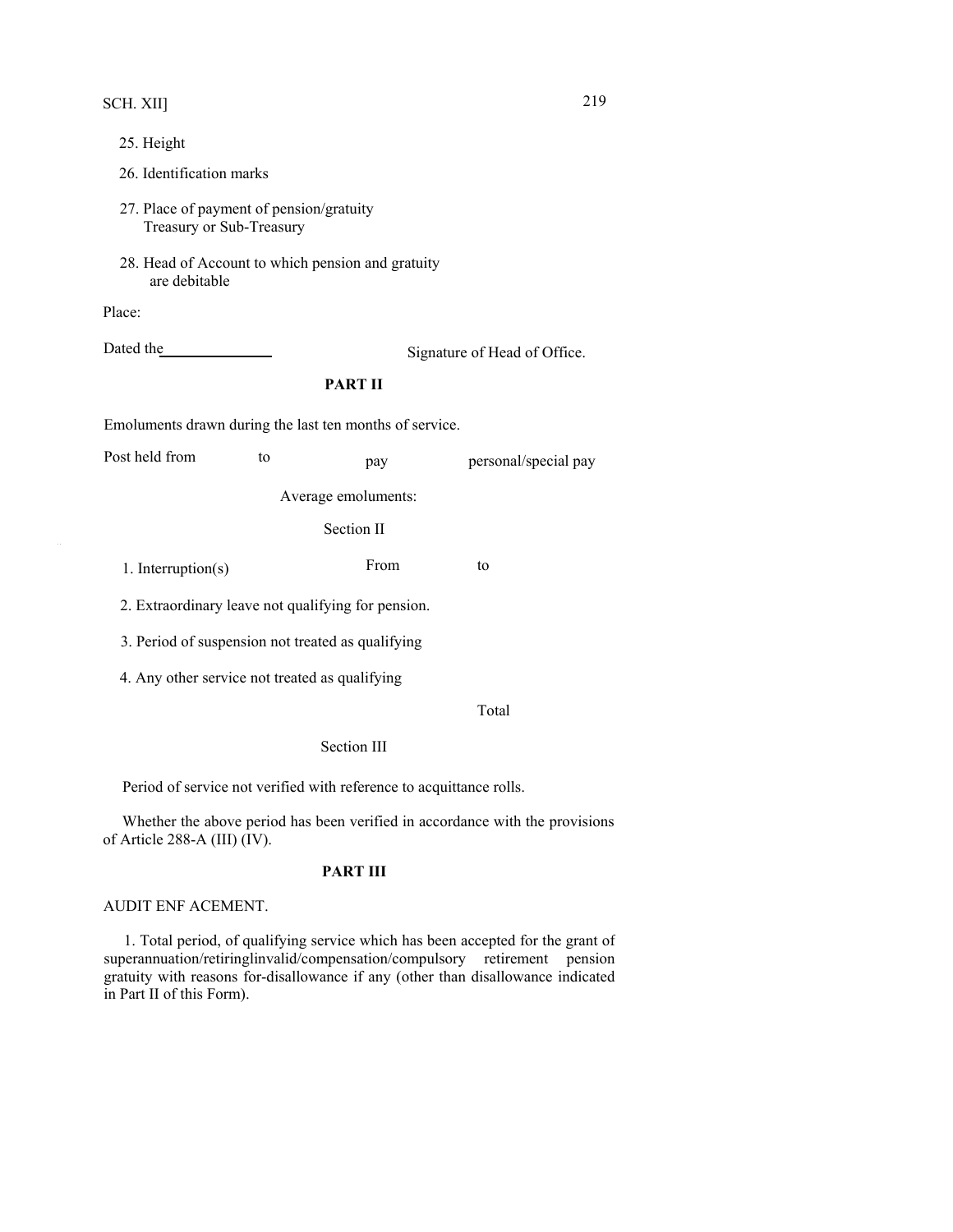SCH. XII]

25. Height

26. Identification marks

27. Place of payment of pension/gratuity
Treasury or Sub-Treasury

28. Head of Account to which pension and gratuity
are debitable

Place:

Dated the\_\_\_\_\_\_\_\_\_\_\_\_\_\_ Signature of Head of Office.

**PART II**

Emoluments drawn during the last ten months of service.

| Post held from | to | pay | personal/special pay |
|---|---|---|---|

Average emoluments:

Section II

1. Interruption(s) From to

2. Extraordinary leave not qualifying for pension.

3. Period of suspension not treated as qualifying

4. Any other service not treated as qualifying

Total

Section III

Period of service not verified with reference to acquittance rolls.

Whether the above period has been verified in accordance with the provisions of Article 288-A (III) (IV).

**PART III**

AUDIT ENF ACEMENT.

1. Total period, of qualifying service which has been accepted for the grant of superannuation/retiringlinvalid/compensation/compulsory retirement pension gratuity with reasons for-disallowance if any (other than disallowance indicated in Part II of this Form).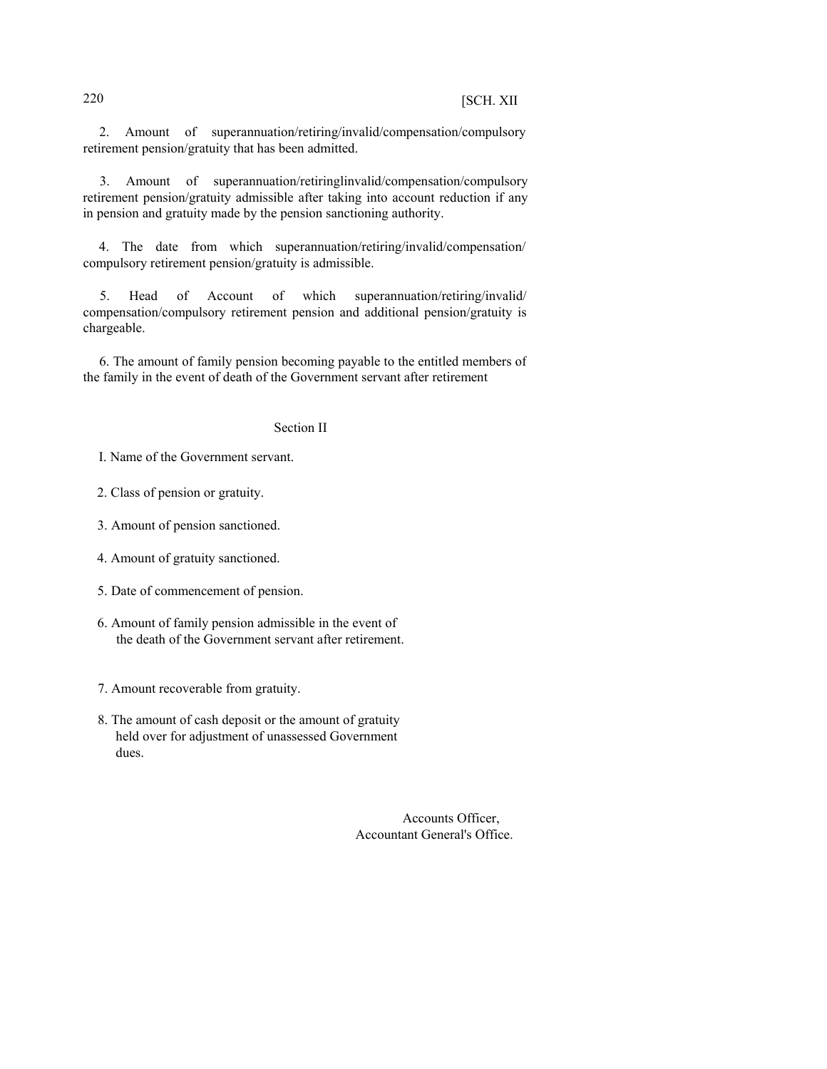2. Amount of superannuation/retiring/invalid/compensation/compulsory retirement pension/gratuity that has been admitted.

3. Amount of superannuation/retiringlinvalid/compensation/compulsory retirement pension/gratuity admissible after taking into account reduction if any in pension and gratuity made by the pension sanctioning authority.

4. The date from which superannuation/retiring/invalid/compensation/ compulsory retirement pension/gratuity is admissible.

5. Head of Account of which superannuation/retiring/invalid/ compensation/compulsory retirement pension and additional pension/gratuity is chargeable.

6. The amount of family pension becoming payable to the entitled members of the family in the event of death of the Government servant after retirement

Section II

I. Name of the Government servant.

2. Class of pension or gratuity.

3. Amount of pension sanctioned.

4. Amount of gratuity sanctioned.

5. Date of commencement of pension.

6. Amount of family pension admissible in the event of the death of the Government servant after retirement.

7. Amount recoverable from gratuity.

8. The amount of cash deposit or the amount of gratuity held over for adjustment of unassessed Government dues.

Accounts Officer,
Accountant General's Office.